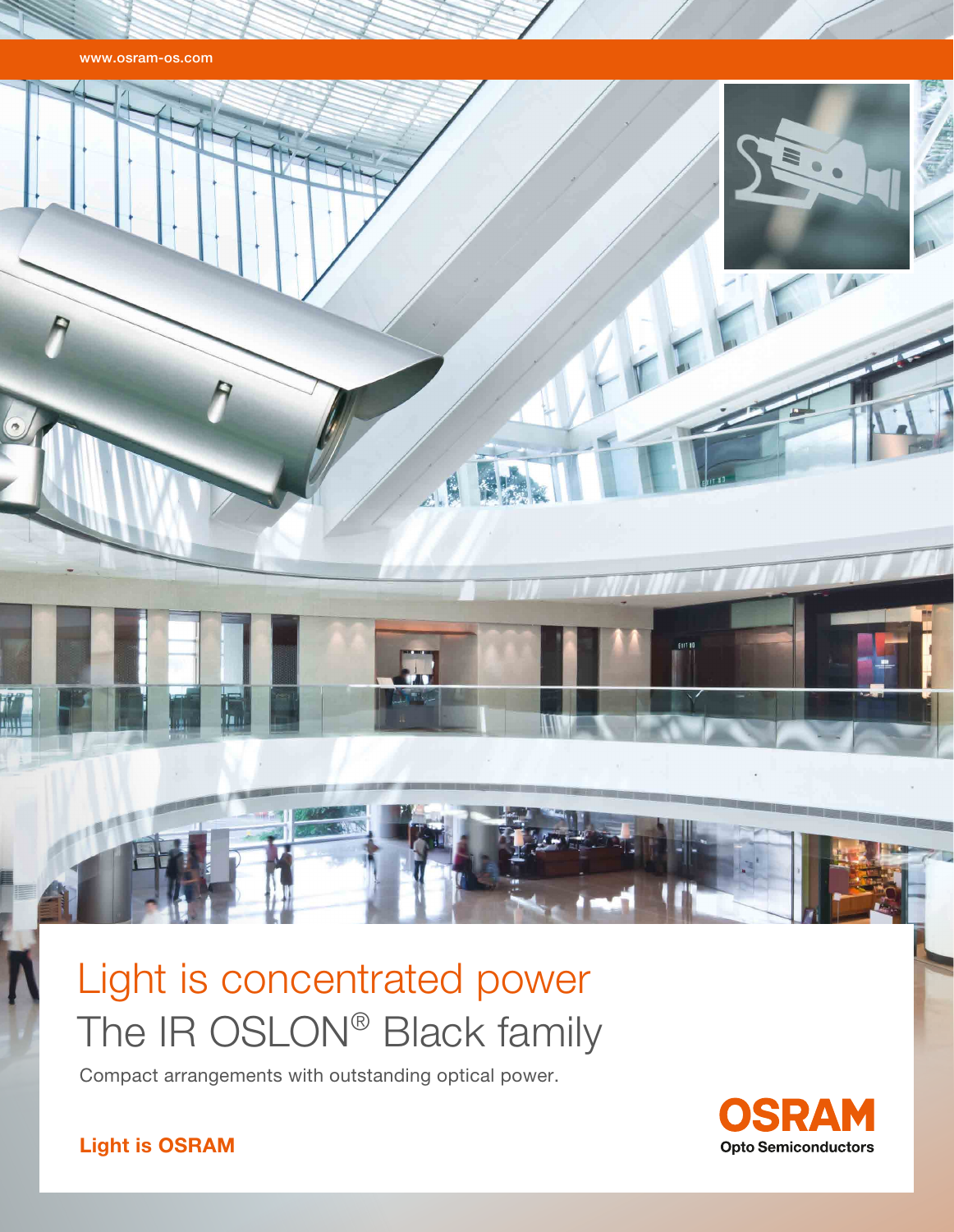www.osram-os.com

# Light is concentrated power

## The IR OSLON® Black family

Compact arrangements with outstanding optical power.

**Light is OSRAM**

**OSRAM**
**Opto Semiconductors**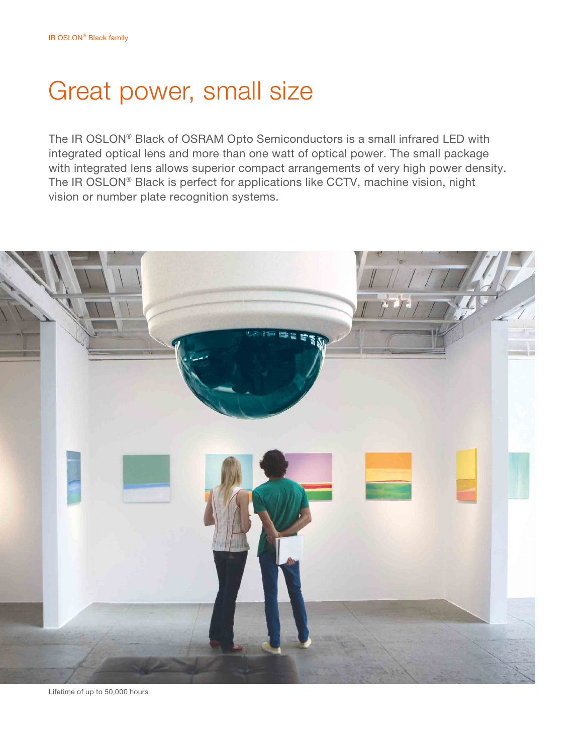# Great power, small size

The IR OSLON® Black of OSRAM Opto Semiconductors is a small infrared LED with integrated optical lens and more than one watt of optical power. The small package with integrated lens allows superior compact arrangements of very high power density. The IR OSLON® Black is perfect for applications like CCTV, machine vision, night vision or number plate recognition systems.

Lifetime of up to 50,000 hours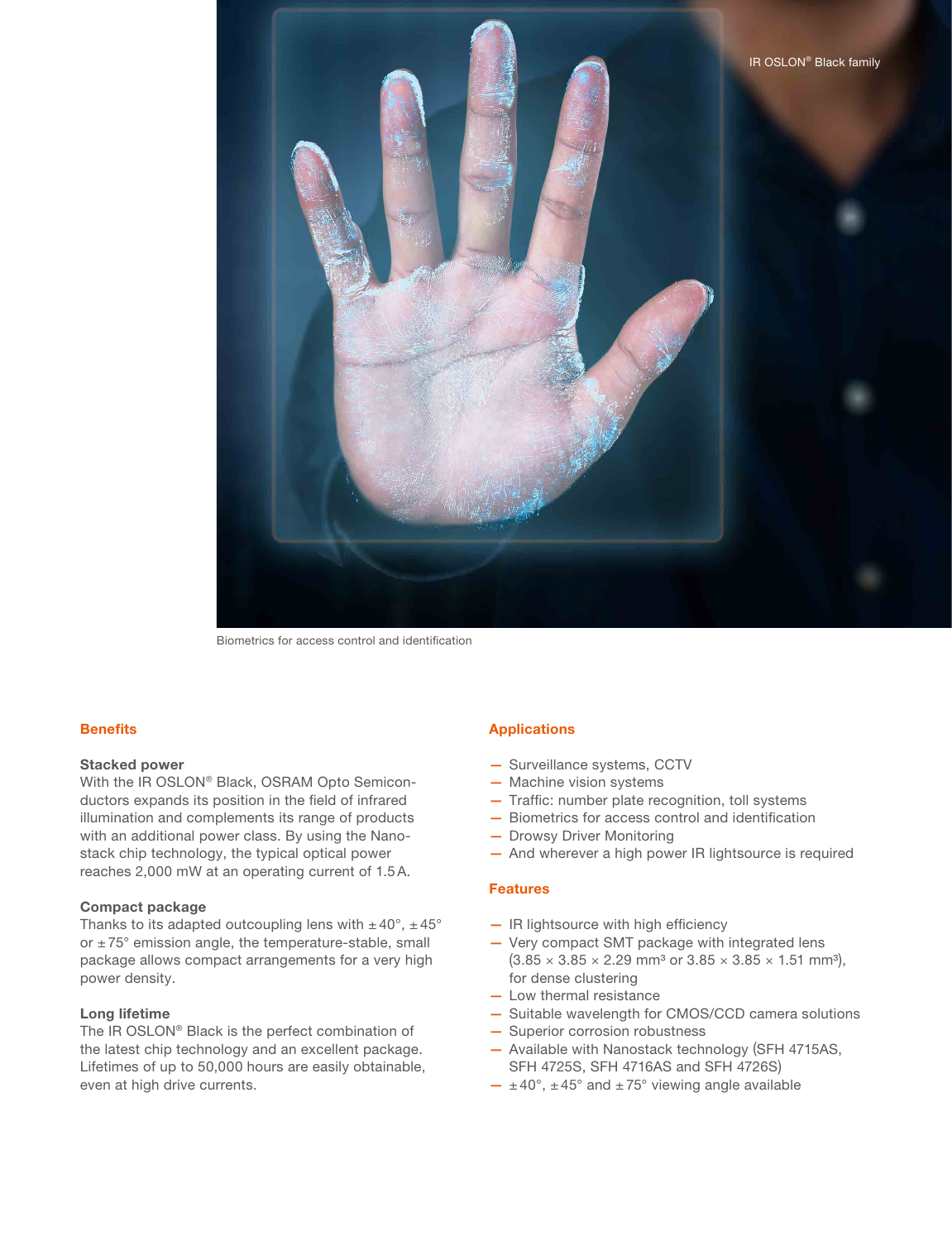IR OSLON® Black family

Biometrics for access control and identification

## Benefits

### Stacked power

With the IR OSLON® Black, OSRAM Opto Semiconductors expands its position in the field of infrared illumination and complements its range of products with an additional power class. By using the Nanostack chip technology, the typical optical power reaches 2,000 mW at an operating current of 1.5 A.

### Compact package

Thanks to its adapted outcoupling lens with ±40°, ±45° or ±75° emission angle, the temperature-stable, small package allows compact arrangements for a very high power density.

### Long lifetime

The IR OSLON® Black is the perfect combination of the latest chip technology and an excellent package. Lifetimes of up to 50,000 hours are easily obtainable, even at high drive currents.

## Applications

- Surveillance systems, CCTV
- Machine vision systems
- Traffic: number plate recognition, toll systems
- Biometrics for access control and identification
- Drowsy Driver Monitoring
- And wherever a high power IR lightsource is required

## Features

- IR lightsource with high efficiency
- Very compact SMT package with integrated lens (3.85 × 3.85 × 2.29 mm³ or 3.85 × 3.85 × 1.51 mm³), for dense clustering
- Low thermal resistance
- Suitable wavelength for CMOS/CCD camera solutions
- Superior corrosion robustness
- Available with Nanostack technology (SFH 4715AS, SFH 4725S, SFH 4716AS and SFH 4726S)
- ±40°, ±45° and ±75° viewing angle available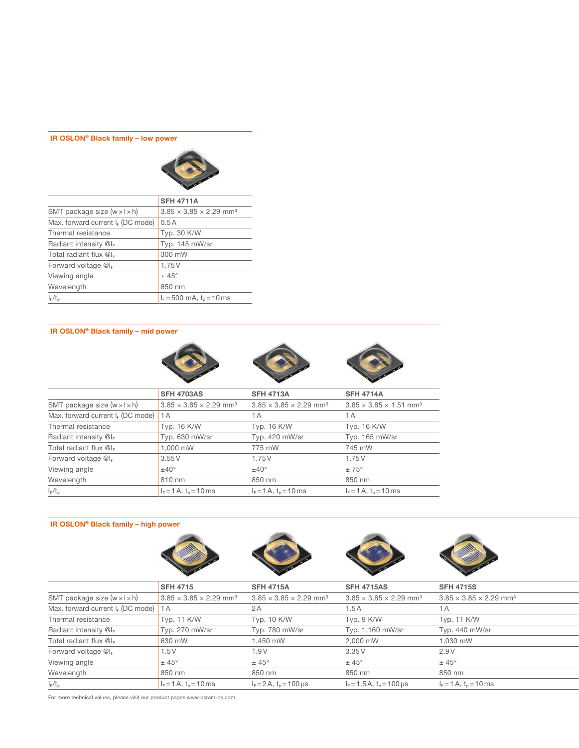## IR OSLON® Black family – low power

| | SFH 4711A |
|---|---|
| SMT package size (w × l × h) | 3.85 × 3.85 × 2.29 mm³ |
| Max. forward current $I_F$ (DC mode) | 0.5 A |
| Thermal resistance | Typ. 30 K/W |
| Radiant intensity @$I_F$ | Typ. 145 mW/sr |
| Total radiant flux @$I_F$ | 300 mW |
| Forward voltage @$I_F$ | 1.75 V |
| Viewing angle | ± 45° |
| Wavelength | 850 nm |
| $I_F$/$t_p$ | $I_F$ = 500 mA, $t_p$ = 10 ms |

## IR OSLON® Black family – mid power

| | SFH 4703AS | SFH 4713A | SFH 4714A |
|---|---|---|---|
| SMT package size (w × l × h) | 3.85 × 3.85 × 2.29 mm³ | 3.85 × 3.85 × 2.29 mm³ | 3.85 × 3.85 × 1.51 mm³ |
| Max. forward current $I_F$ (DC mode) | 1 A | 1 A | 1 A |
| Thermal resistance | Typ. 16 K/W | Typ. 16 K/W | Typ. 16 K/W |
| Radiant intensity @$I_F$ | Typ. 630 mW/sr | Typ. 420 mW/sr | Typ. 165 mW/sr |
| Total radiant flux @$I_F$ | 1,000 mW | 775 mW | 745 mW |
| Forward voltage @$I_F$ | 3.55 V | 1.75 V | 1.75 V |
| Viewing angle | ±40° | ±40° | ± 75° |
| Wavelength | 810 nm | 850 nm | 850 nm |
| $I_F$/$t_p$ | $I_F$ = 1 A, $t_p$ = 10 ms | $I_F$ = 1 A, $t_p$ = 10 ms | $I_F$ = 1 A, $t_p$ = 10 ms |

## IR OSLON® Black family – high power

| | SFH 4715 | SFH 4715A | SFH 4715AS | SFH 4715S |
|---|---|---|---|---|
| SMT package size (w × l × h) | 3.85 × 3.85 × 2.29 mm³ | 3.85 × 3.85 × 2.29 mm³ | 3.85 × 3.85 × 2.29 mm³ | 3.85 × 3.85 × 2.29 mm³ |
| Max. forward current $I_F$ (DC mode) | 1 A | 2 A | 1.5 A | 1 A |
| Thermal resistance | Typ. 11 K/W | Typ. 10 K/W | Typ. 9 K/W | Typ. 11 K/W |
| Radiant intensity @$I_F$ | Typ. 270 mW/sr | Typ. 780 mW/sr | Typ. 1,160 mW/sr | Typ. 440 mW/sr |
| Total radiant flux @$I_F$ | 630 mW | 1,450 mW | 2,000 mW | 1,030 mW |
| Forward voltage @$I_F$ | 1.5 V | 1.9 V | 3.35 V | 2.9 V |
| Viewing angle | ± 45° | ± 45° | ± 45° | ± 45° |
| Wavelength | 850 nm | 850 nm | 850 nm | 850 nm |
| $I_F$/$t_p$ | $I_F$ = 1 A, $t_p$ = 10 ms | $I_F$ = 2 A, $t_p$ = 100 µs | $I_F$ = 1.5 A, $t_p$ = 100 µs | $I_F$ = 1 A, $t_p$ = 10 ms |

For more technical values, please visit our product pages www.osram-os.com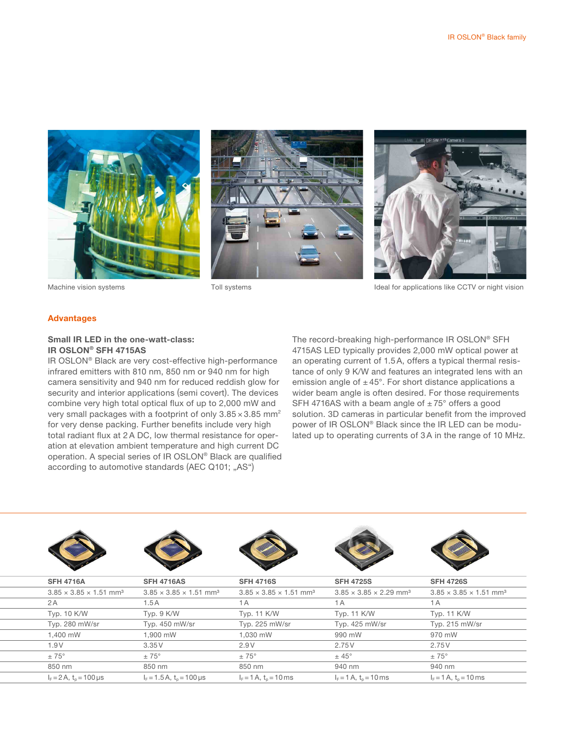Machine vision systems

Toll systems

Ideal for applications like CCTV or night vision

## Advantages

**Small IR LED in the one-watt-class: IR OSLON® SFH 4715AS**

IR OSLON® Black are very cost-effective high-performance infrared emitters with 810 nm, 850 nm or 940 nm for high camera sensitivity and 940 nm for reduced reddish glow for security and interior applications (semi covert). The devices combine very high total optical flux of up to 2,000 mW and very small packages with a footprint of only 3.85 × 3.85 $mm^2$ for very dense packing. Further benefits include very high total radiant flux at 2 A DC, low thermal resistance for operation at elevation ambient temperature and high current DC operation. A special series of IR OSLON® Black are qualified according to automotive standards (AEC Q101; „AS“)

The record-breaking high-performance IR OSLON® SFH 4715AS LED typically provides 2,000 mW optical power at an operating current of 1.5 A, offers a typical thermal resistance of only 9 K/W and features an integrated lens with an emission angle of ± 45°. For short distance applications a wider beam angle is often desired. For those requirements SFH 4716AS with a beam angle of ± 75° offers a good solution. 3D cameras in particular benefit from the improved power of IR OSLON® Black since the IR LED can be modulated up to operating currents of 3 A in the range of 10 MHz.

| SFH 4716A | SFH 4716AS | SFH 4716S | SFH 4725S | SFH 4726S |
|---|---|---|---|---|
| 3.85 × 3.85 × 1.51 $mm^3$ | 3.85 × 3.85 × 1.51 $mm^3$ | 3.85 × 3.85 × 1.51 $mm^3$ | 3.85 × 3.85 × 2.29 $mm^3$ | 3.85 × 3.85 × 1.51 $mm^3$ |
| 2 A | 1.5 A | 1 A | 1 A | 1 A |
| Typ. 10 K/W | Typ. 9 K/W | Typ. 11 K/W | Typ. 11 K/W | Typ. 11 K/W |
| Typ. 280 mW/sr | Typ. 450 mW/sr | Typ. 225 mW/sr | Typ. 425 mW/sr | Typ. 215 mW/sr |
| 1,400 mW | 1,900 mW | 1,030 mW | 990 mW | 970 mW |
| 1.9 V | 3.35 V | 2.9 V | 2.75 V | 2.75 V |
| ± 75° | ± 75° | ± 75° | ± 45° | ± 75° |
| 850 nm | 850 nm | 850 nm | 940 nm | 940 nm |
| $I_F$ = 2 A, $t_p$ = 100 µs | $I_F$ = 1.5 A, $t_p$ = 100 µs | $I_F$ = 1 A, $t_p$ = 10 ms | $I_F$ = 1 A, $t_p$ = 10 ms | $I_F$ = 1 A, $t_p$ = 10 ms |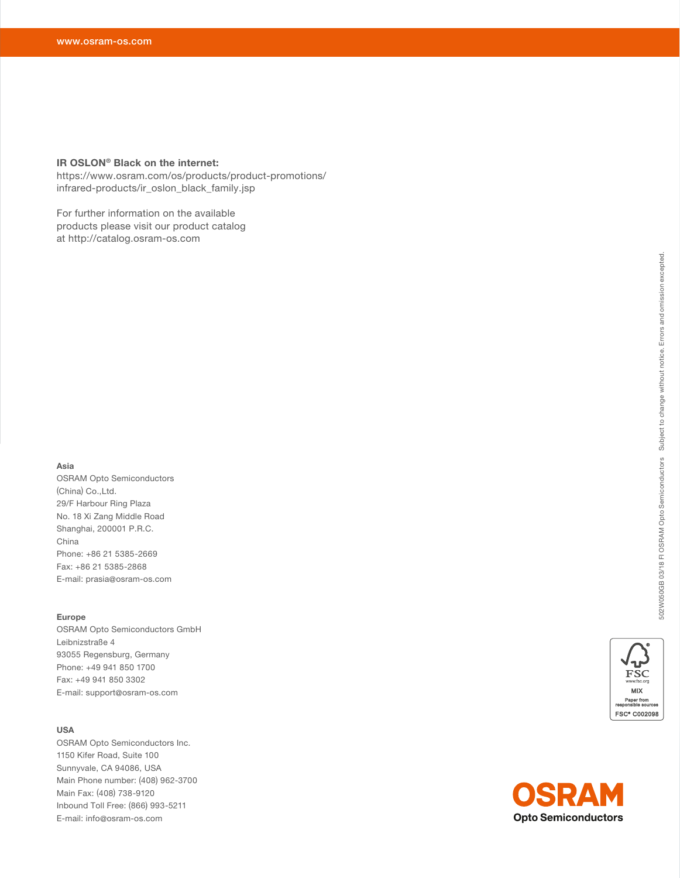www.osram-os.com

**IR OSLON® Black on the internet:**
https://www.osram.com/os/products/product-promotions/infrared-products/ir_oslon_black_family.jsp

For further information on the available products please visit our product catalog at http://catalog.osram-os.com

**Asia**
OSRAM Opto Semiconductors
(China) Co.,Ltd.
29/F Harbour Ring Plaza
No. 18 Xi Zang Middle Road
Shanghai, 200001 P.R.C.
China
Phone: +86 21 5385-2669
Fax: +86 21 5385-2868
E-mail: prasia@osram-os.com

**Europe**
OSRAM Opto Semiconductors GmbH
Leibnizstraße 4
93055 Regensburg, Germany
Phone: +49 941 850 1700
Fax: +49 941 850 3302
E-mail: support@osram-os.com

**USA**
OSRAM Opto Semiconductors Inc.
1150 Kifer Road, Suite 100
Sunnyvale, CA 94086, USA
Main Phone number: (408) 962-3700
Main Fax: (408) 738-9120
Inbound Toll Free: (866) 993-5211
E-mail: info@osram-os.com

502W050GB 03/18 FI OSRAM Opto Semiconductors Subject to change without notice. Errors and omission excepted.

FSC
www.fsc.org
MIX
Paper from responsible sources
FSC® C002098

OSRAM
Opto Semiconductors